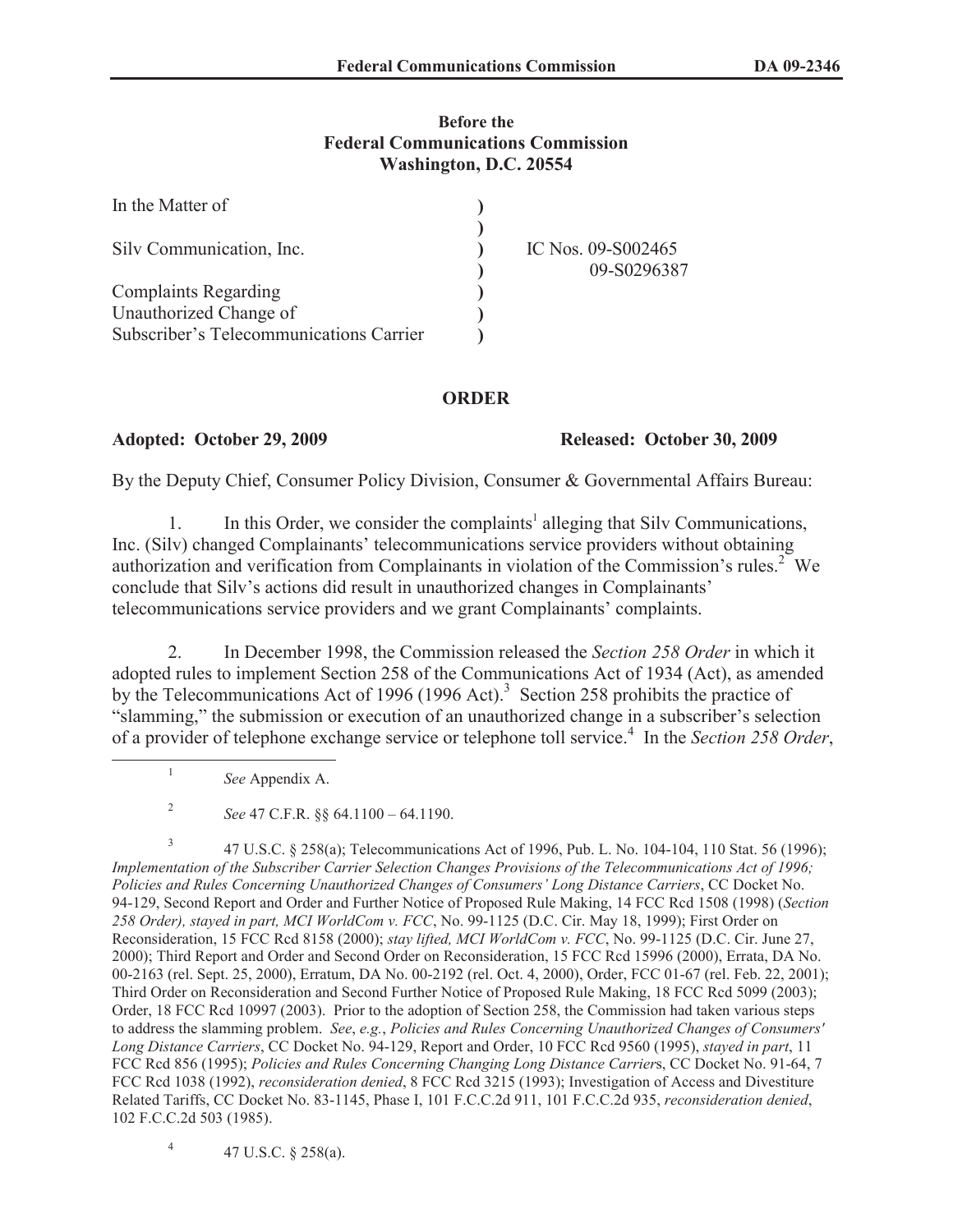**Before the**
**Federal Communications Commission**
**Washington, D.C. 20554**

| | | |
|---|---|---|
| In the Matter of | ) | |
| | ) | |
| Silv Communication, Inc. | ) | IC Nos. 09-S002465 |
| | ) | 09-S0296387 |
| Complaints Regarding | ) | |
| Unauthorized Change of | ) | |
| Subscriber's Telecommunications Carrier | ) | |

**ORDER**

**Adopted: October 29, 2009** **Released: October 30, 2009**

By the Deputy Chief, Consumer Policy Division, Consumer & Governmental Affairs Bureau:

1. In this Order, we consider the complaints[1] alleging that Silv Communications, Inc. (Silv) changed Complainants' telecommunications service providers without obtaining authorization and verification from Complainants in violation of the Commission's rules.[2] We conclude that Silv's actions did result in unauthorized changes in Complainants' telecommunications service providers and we grant Complainants' complaints.

2. In December 1998, the Commission released the *Section 258 Order* in which it adopted rules to implement Section 258 of the Communications Act of 1934 (Act), as amended by the Telecommunications Act of 1996 (1996 Act).[3] Section 258 prohibits the practice of "slamming," the submission or execution of an unauthorized change in a subscriber's selection of a provider of telephone exchange service or telephone toll service.[4] In the *Section 258 Order*,

---

[1] *See* Appendix A.

[2] *See* 47 C.F.R. §§ 64.1100 – 64.1190.

[3] 47 U.S.C. § 258(a); Telecommunications Act of 1996, Pub. L. No. 104-104, 110 Stat. 56 (1996); *Implementation of the Subscriber Carrier Selection Changes Provisions of the Telecommunications Act of 1996; Policies and Rules Concerning Unauthorized Changes of Consumers' Long Distance Carriers*, CC Docket No. 94-129, Second Report and Order and Further Notice of Proposed Rule Making, 14 FCC Rcd 1508 (1998) (*Section 258 Order), stayed in part, MCI WorldCom v. FCC*, No. 99-1125 (D.C. Cir. May 18, 1999); First Order on Reconsideration, 15 FCC Rcd 8158 (2000); *stay lifted, MCI WorldCom v. FCC*, No. 99-1125 (D.C. Cir. June 27, 2000); Third Report and Order and Second Order on Reconsideration, 15 FCC Rcd 15996 (2000), Errata, DA No. 00-2163 (rel. Sept. 25, 2000), Erratum, DA No. 00-2192 (rel. Oct. 4, 2000), Order, FCC 01-67 (rel. Feb. 22, 2001); Third Order on Reconsideration and Second Further Notice of Proposed Rule Making, 18 FCC Rcd 5099 (2003); Order, 18 FCC Rcd 10997 (2003). Prior to the adoption of Section 258, the Commission had taken various steps to address the slamming problem. *See*, *e.g.*, *Policies and Rules Concerning Unauthorized Changes of Consumers' Long Distance Carriers*, CC Docket No. 94-129, Report and Order, 10 FCC Rcd 9560 (1995), *stayed in part*, 11 FCC Rcd 856 (1995); *Policies and Rules Concerning Changing Long Distance Carrier*s, CC Docket No. 91-64, 7 FCC Rcd 1038 (1992), *reconsideration denied*, 8 FCC Rcd 3215 (1993); Investigation of Access and Divestiture Related Tariffs, CC Docket No. 83-1145, Phase I, 101 F.C.C.2d 911, 101 F.C.C.2d 935, *reconsideration denied*, 102 F.C.C.2d 503 (1985).

[4] 47 U.S.C. § 258(a).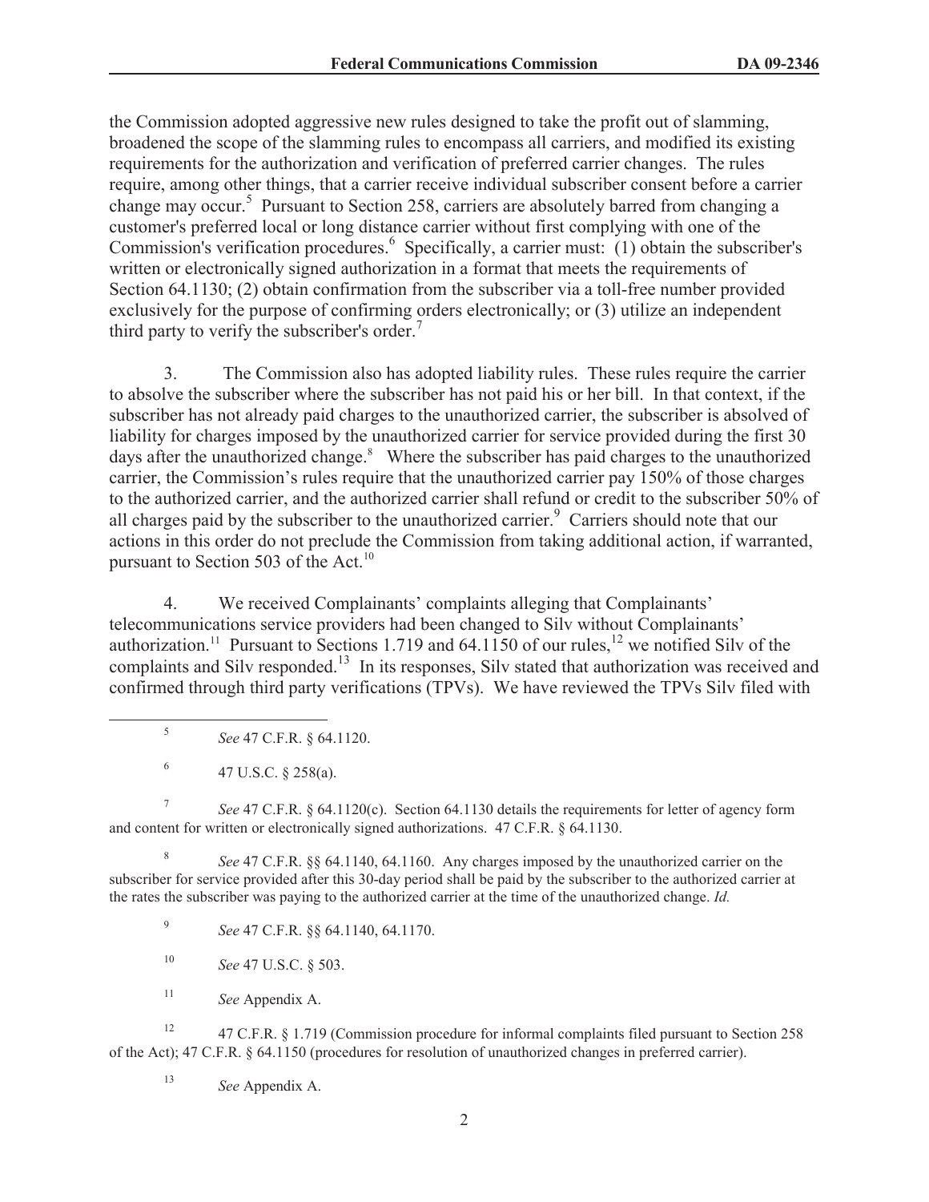the Commission adopted aggressive new rules designed to take the profit out of slamming, broadened the scope of the slamming rules to encompass all carriers, and modified its existing requirements for the authorization and verification of preferred carrier changes. The rules require, among other things, that a carrier receive individual subscriber consent before a carrier change may occur.[5] Pursuant to Section 258, carriers are absolutely barred from changing a customer's preferred local or long distance carrier without first complying with one of the Commission's verification procedures.[6] Specifically, a carrier must: (1) obtain the subscriber's written or electronically signed authorization in a format that meets the requirements of Section 64.1130; (2) obtain confirmation from the subscriber via a toll-free number provided exclusively for the purpose of confirming orders electronically; or (3) utilize an independent third party to verify the subscriber's order.[7]

3. The Commission also has adopted liability rules. These rules require the carrier to absolve the subscriber where the subscriber has not paid his or her bill. In that context, if the subscriber has not already paid charges to the unauthorized carrier, the subscriber is absolved of liability for charges imposed by the unauthorized carrier for service provided during the first 30 days after the unauthorized change.[8] Where the subscriber has paid charges to the unauthorized carrier, the Commission's rules require that the unauthorized carrier pay 150% of those charges to the authorized carrier, and the authorized carrier shall refund or credit to the subscriber 50% of all charges paid by the subscriber to the unauthorized carrier.[9] Carriers should note that our actions in this order do not preclude the Commission from taking additional action, if warranted, pursuant to Section 503 of the Act.[10]

4. We received Complainants' complaints alleging that Complainants' telecommunications service providers had been changed to Silv without Complainants' authorization.[11] Pursuant to Sections 1.719 and 64.1150 of our rules,[12] we notified Silv of the complaints and Silv responded.[13] In its responses, Silv stated that authorization was received and confirmed through third party verifications (TPVs). We have reviewed the TPVs Silv filed with

---

[5] *See* 47 C.F.R. § 64.1120.

[6] 47 U.S.C. § 258(a).

[7] *See* 47 C.F.R. § 64.1120(c). Section 64.1130 details the requirements for letter of agency form and content for written or electronically signed authorizations. 47 C.F.R. § 64.1130.

[8] *See* 47 C.F.R. §§ 64.1140, 64.1160. Any charges imposed by the unauthorized carrier on the subscriber for service provided after this 30-day period shall be paid by the subscriber to the authorized carrier at the rates the subscriber was paying to the authorized carrier at the time of the unauthorized change. *Id.*

[9] *See* 47 C.F.R. §§ 64.1140, 64.1170.

[10] *See* 47 U.S.C. § 503.

[11] *See* Appendix A.

[12] 47 C.F.R. § 1.719 (Commission procedure for informal complaints filed pursuant to Section 258 of the Act); 47 C.F.R. § 64.1150 (procedures for resolution of unauthorized changes in preferred carrier).

[13] *See* Appendix A.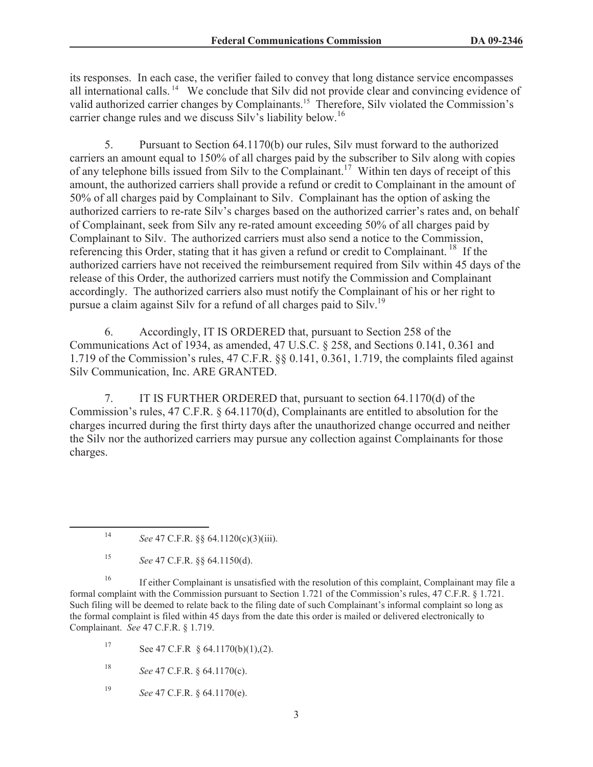its responses. In each case, the verifier failed to convey that long distance service encompasses all international calls.[14] We conclude that Silv did not provide clear and convincing evidence of valid authorized carrier changes by Complainants.[15] Therefore, Silv violated the Commission's carrier change rules and we discuss Silv's liability below.[16]

5. Pursuant to Section 64.1170(b) our rules, Silv must forward to the authorized carriers an amount equal to 150% of all charges paid by the subscriber to Silv along with copies of any telephone bills issued from Silv to the Complainant.[17] Within ten days of receipt of this amount, the authorized carriers shall provide a refund or credit to Complainant in the amount of 50% of all charges paid by Complainant to Silv. Complainant has the option of asking the authorized carriers to re-rate Silv's charges based on the authorized carrier's rates and, on behalf of Complainant, seek from Silv any re-rated amount exceeding 50% of all charges paid by Complainant to Silv. The authorized carriers must also send a notice to the Commission, referencing this Order, stating that it has given a refund or credit to Complainant.[18] If the authorized carriers have not received the reimbursement required from Silv within 45 days of the release of this Order, the authorized carriers must notify the Commission and Complainant accordingly. The authorized carriers also must notify the Complainant of his or her right to pursue a claim against Silv for a refund of all charges paid to Silv.[19]

6. Accordingly, IT IS ORDERED that, pursuant to Section 258 of the Communications Act of 1934, as amended, 47 U.S.C. § 258, and Sections 0.141, 0.361 and 1.719 of the Commission's rules, 47 C.F.R. §§ 0.141, 0.361, 1.719, the complaints filed against Silv Communication, Inc. ARE GRANTED.

7. IT IS FURTHER ORDERED that, pursuant to section 64.1170(d) of the Commission's rules, 47 C.F.R. § 64.1170(d), Complainants are entitled to absolution for the charges incurred during the first thirty days after the unauthorized change occurred and neither the Silv nor the authorized carriers may pursue any collection against Complainants for those charges.

---

[14] *See* 47 C.F.R. §§ 64.1120(c)(3)(iii).

[15] *See* 47 C.F.R. §§ 64.1150(d).

[16] If either Complainant is unsatisfied with the resolution of this complaint, Complainant may file a formal complaint with the Commission pursuant to Section 1.721 of the Commission's rules, 47 C.F.R. § 1.721. Such filing will be deemed to relate back to the filing date of such Complainant's informal complaint so long as the formal complaint is filed within 45 days from the date this order is mailed or delivered electronically to Complainant. *See* 47 C.F.R. § 1.719.

[17] See 47 C.F.R § 64.1170(b)(1),(2).

[18] *See* 47 C.F.R. § 64.1170(c).

[19] *See* 47 C.F.R. § 64.1170(e).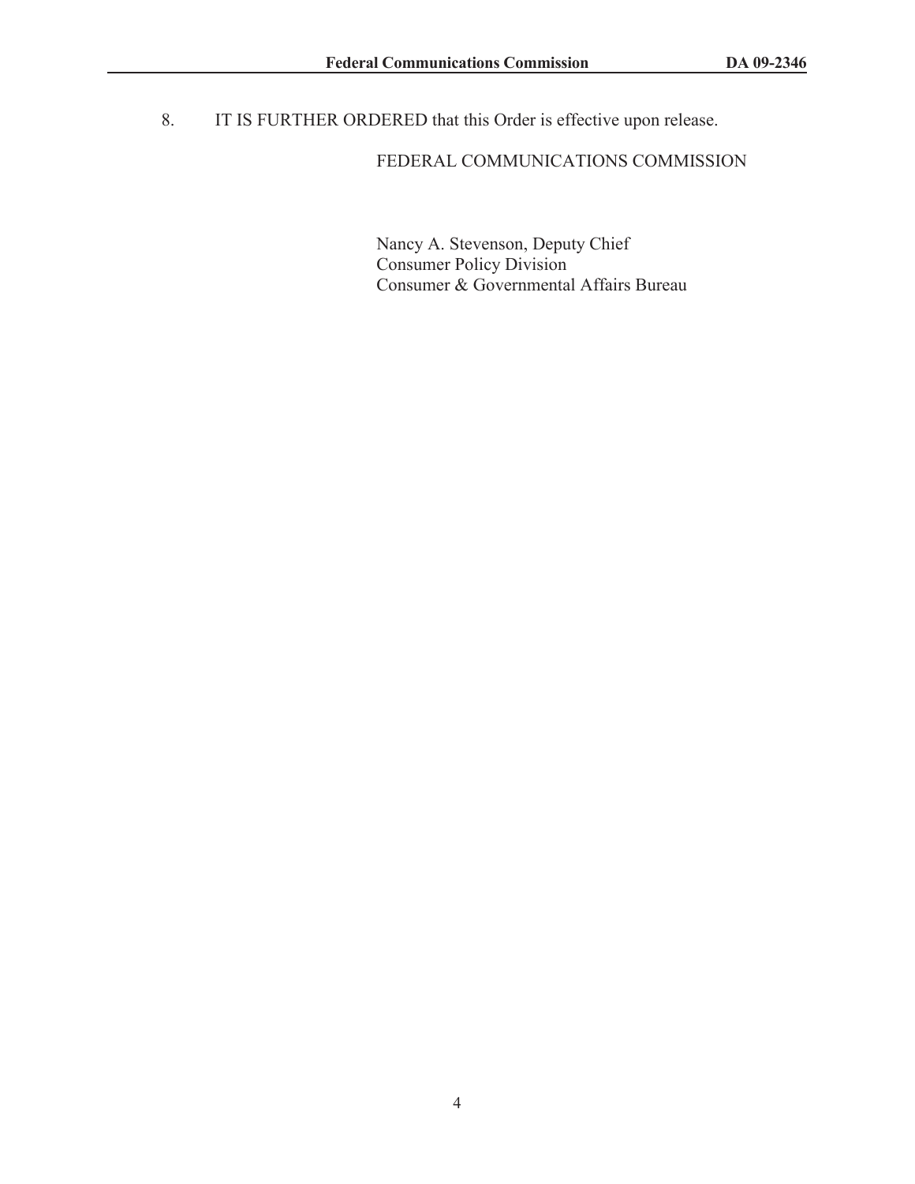8. IT IS FURTHER ORDERED that this Order is effective upon release.

FEDERAL COMMUNICATIONS COMMISSION

Nancy A. Stevenson, Deputy Chief
Consumer Policy Division
Consumer & Governmental Affairs Bureau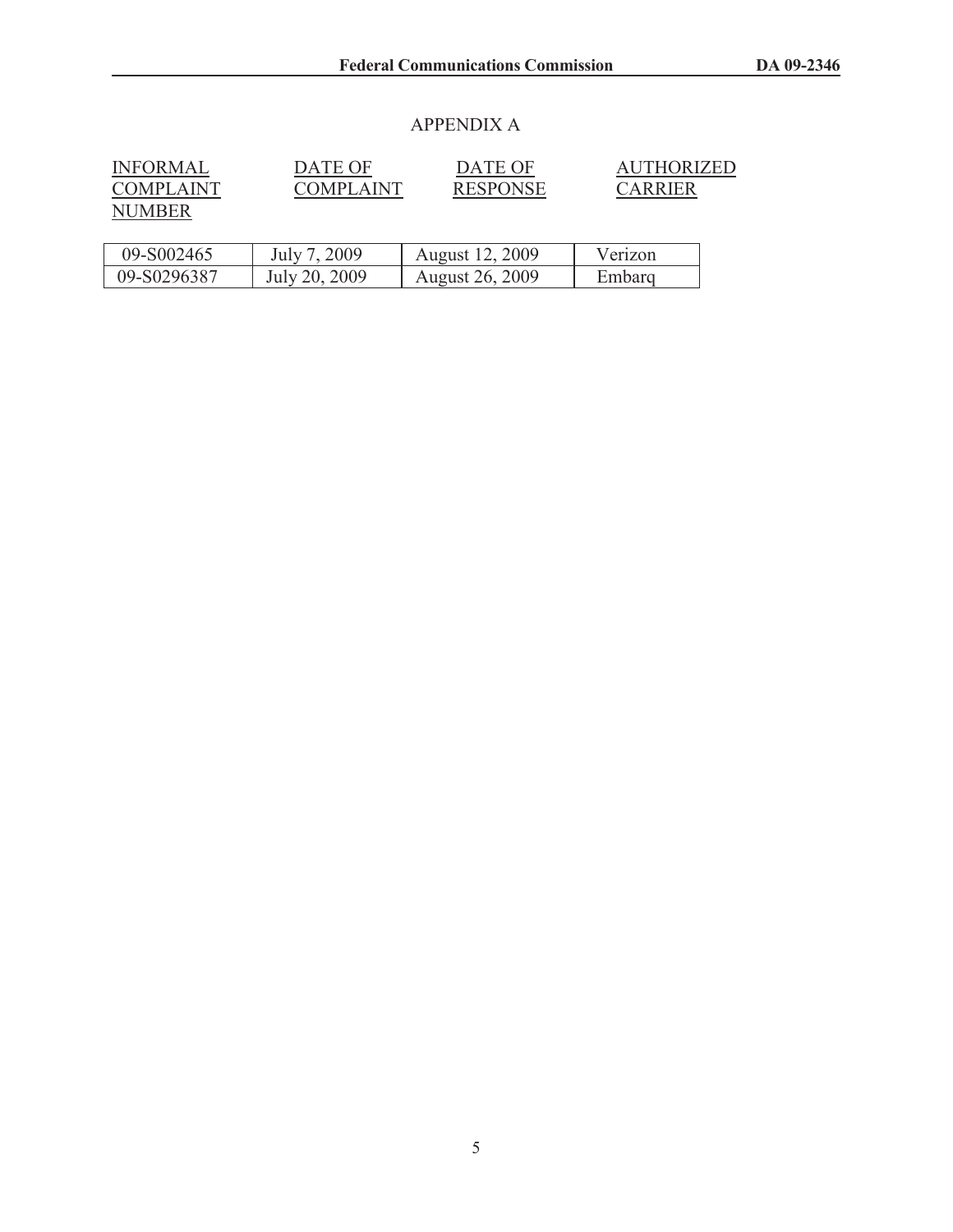## APPENDIX A

| INFORMAL COMPLAINT NUMBER | DATE OF COMPLAINT | DATE OF RESPONSE | AUTHORIZED CARRIER |
|---|---|---|---|
| 09-S002465 | July 7, 2009 | August 12, 2009 | Verizon |
| 09-S0296387 | July 20, 2009 | August 26, 2009 | Embarq |